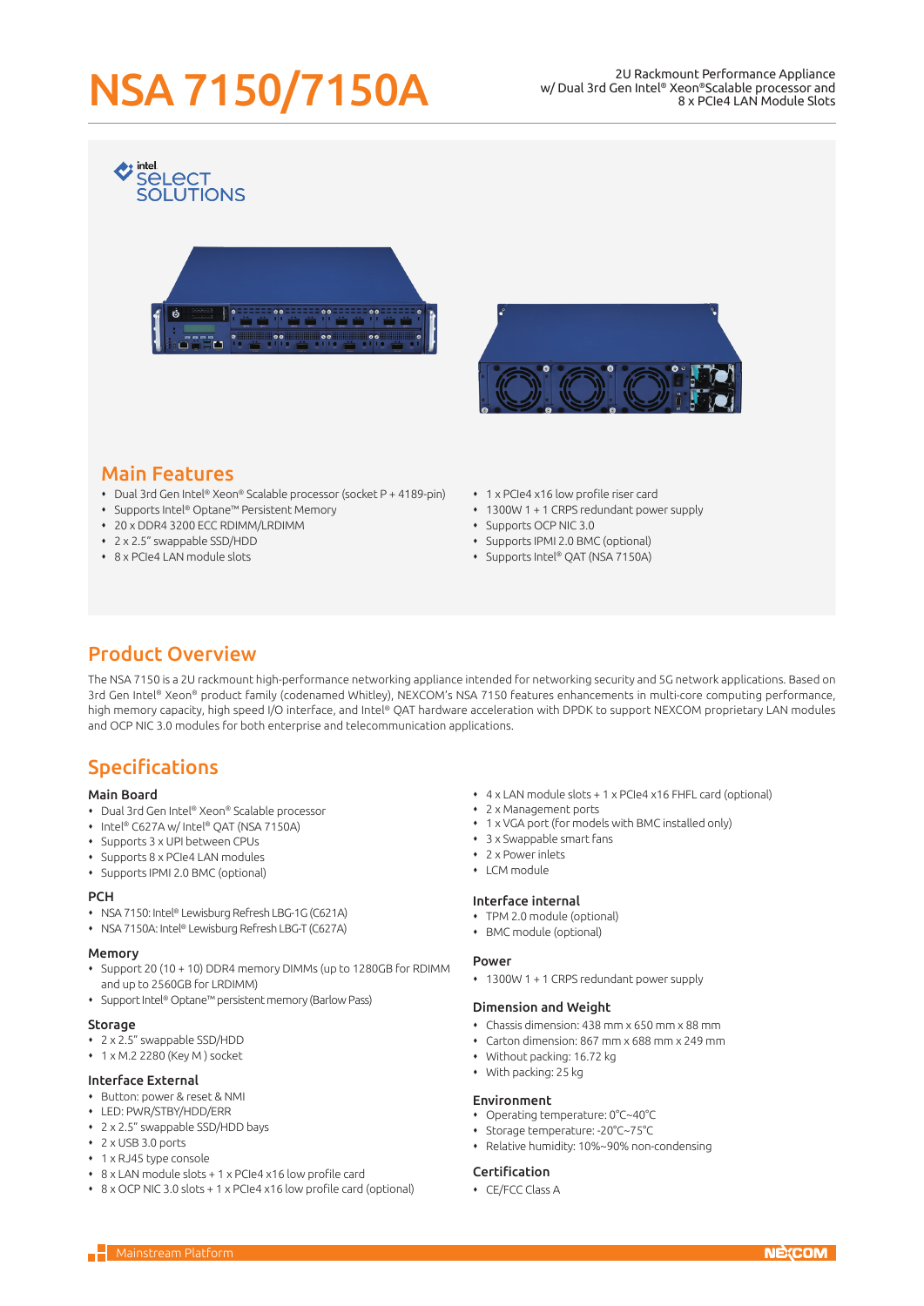# NSA 7150/7150A

2U Rackmount Performance Appliance
w/ Dual 3rd Gen Intel® Xeon® Scalable processor and
8 x PCIe4 LAN Module Slots

## Main Features

- Dual 3rd Gen Intel® Xeon® Scalable processor (socket P + 4189-pin)
- Supports Intel® Optane™ Persistent Memory
- 20 x DDR4 3200 ECC RDIMM/LRDIMM
- 2 x 2.5" swappable SSD/HDD
- 8 x PCIe4 LAN module slots
- 1 x PCIe4 x16 low profile riser card
- 1300W 1 + 1 CRPS redundant power supply
- Supports OCP NIC 3.0
- Supports IPMI 2.0 BMC (optional)
- Supports Intel® QAT (NSA 7150A)

## Product Overview

The NSA 7150 is a 2U rackmount high-performance networking appliance intended for networking security and 5G network applications. Based on 3rd Gen Intel® Xeon® product family (codenamed Whitley), NEXCOM's NSA 7150 features enhancements in multi-core computing performance, high memory capacity, high speed I/O interface, and Intel® QAT hardware acceleration with DPDK to support NEXCOM proprietary LAN modules and OCP NIC 3.0 modules for both enterprise and telecommunication applications.

## Specifications

### Main Board
- 3rd Gen Intel® Xeon® Scalable processor
- Intel® C627A w/ Intel® QAT (NSA 7150A)
- Supports 3 x UPI between CPUs
- Supports 8 x PCIe4 LAN modules
- Supports IPMI 2.0 BMC (optional)

### PCH
- NSA 7150: Intel® Lewisburg Refresh LBG-1G (C621A)
- NSA 7150A: Intel® Lewisburg Refresh LBG-T (C627A)

### Memory
- Support 20 (10 + 10) DDR4 memory DIMMs (up to 1280GB for RDIMM and up to 2560GB for LRDIMM)
- Support Intel® Optane™ persistent memory (Barlow Pass)

### Storage
- 2 x 2.5" swappable SSD/HDD
- 1 x M.2 2280 (Key M ) socket

### Interface External
- Button: power & reset & NMI
- LED: PWR/STBY/HDD/ERR
- 2 x 2.5" swappable SSD/HDD bays
- 2 x USB 3.0 ports
- 1 x RJ45 type console
- 8 x LAN module slots + 1 x PCIe4 x16 low profile card
- 8 x OCP NIC 3.0 slots + 1 x PCIe4 x16 low profile card (optional)
- 4 x LAN module slots + 1 x PCIe4 x16 FHFL card (optional)
- 2 x Management ports
- 1 x VGA port (for models with BMC installed only)
- 3 x Swappable smart fans
- 2 x Power inlets
- LCM module

### Interface internal
- TPM 2.0 module (optional)
- BMC module (optional)

### Power
- 1300W 1 + 1 CRPS redundant power supply

### Dimension and Weight
- Chassis dimension: 438 mm x 650 mm x 88 mm
- Carton dimension: 867 mm x 688 mm x 249 mm
- Without packing: 16.72 kg
- With packing: 25 kg

### Environment
- Operating temperature: 0°C~40°C
- Storage temperature: -20°C~75°C
- Relative humidity: 10%~90% non-condensing

### Certification
- CE/FCC Class A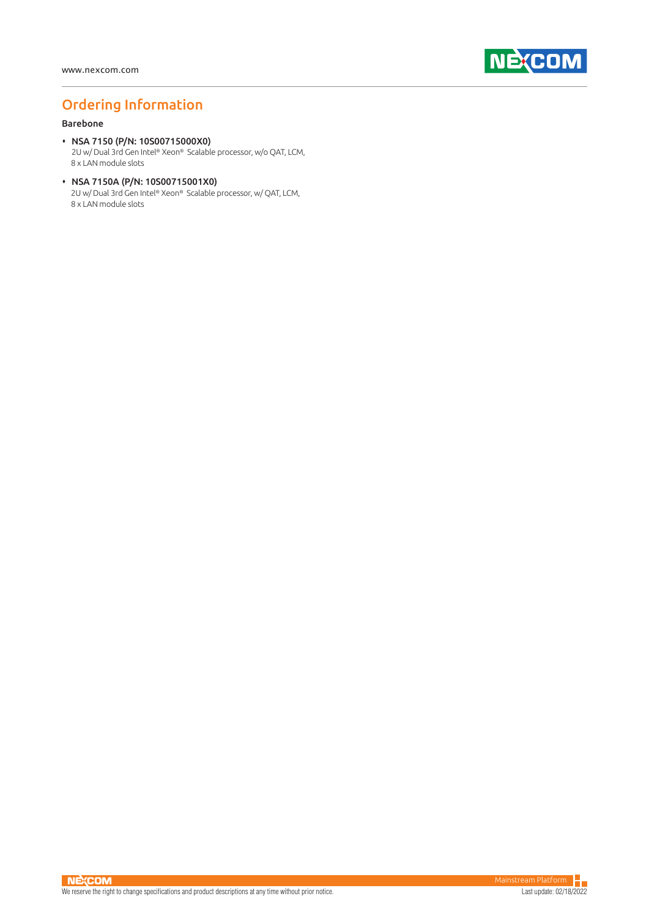## Ordering Information

### Barebone

- **NSA 7150 (P/N: 10S00715000X0)**
  2U w/ Dual 3rd Gen Intel® Xeon® Scalable processor, w/o QAT, LCM,
  8 x LAN module slots
- **NSA 7150A (P/N: 10S00715001X0)**
  2U w/ Dual 3rd Gen Intel® Xeon® Scalable processor, w/ QAT, LCM,
  8 x LAN module slots